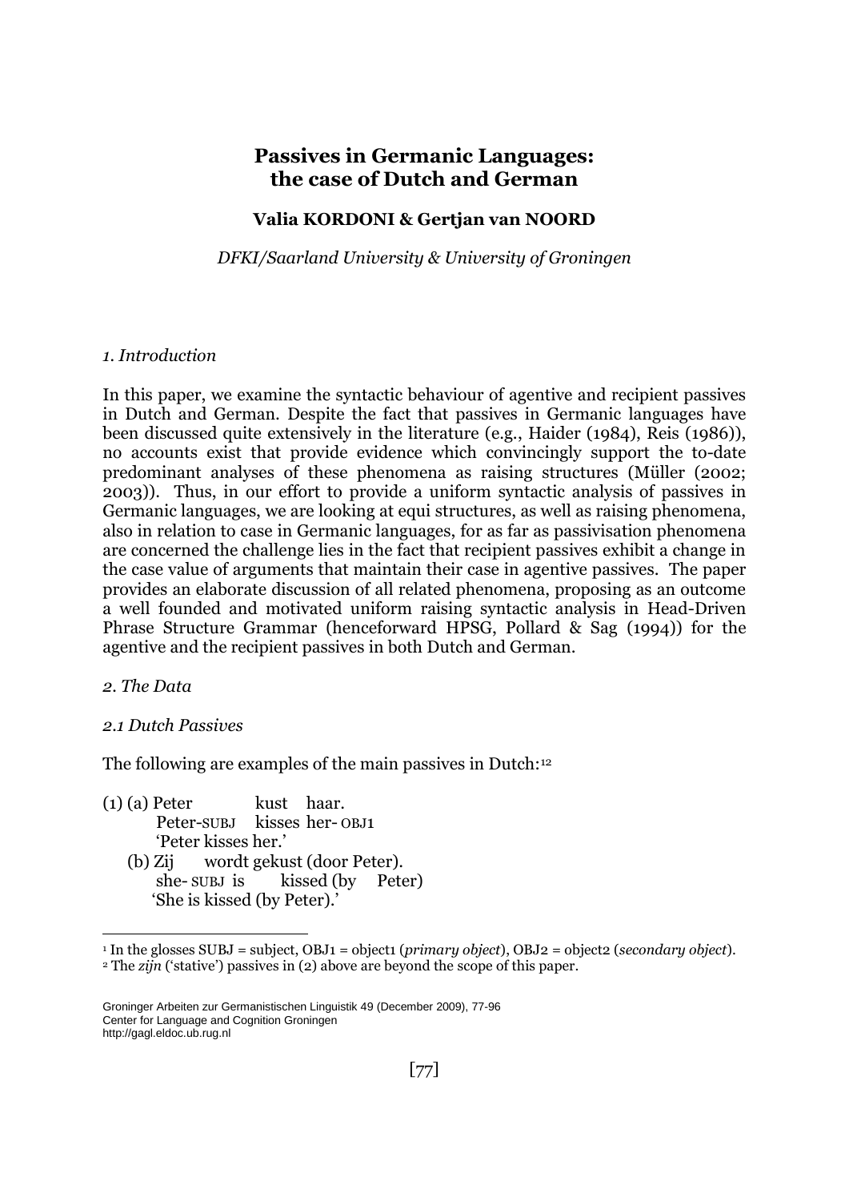# Passives in Germanic Languages: the case of Dutch and German

**Valia KORDONI & Gertjan van NOORD**

*DFKI/Saarland University & University of Groningen*

## *1. Introduction*

In this paper, we examine the syntactic behaviour of agentive and recipient passives in Dutch and German. Despite the fact that passives in Germanic languages have been discussed quite extensively in the literature (e.g., Haider (1984), Reis (1986)), no accounts exist that provide evidence which convincingly support the to-date predominant analyses of these phenomena as raising structures (Müller (2002; 2003)). Thus, in our effort to provide a uniform syntactic analysis of passives in Germanic languages, we are looking at equi structures, as well as raising phenomena, also in relation to case in Germanic languages, for as far as passivisation phenomena are concerned the challenge lies in the fact that recipient passives exhibit a change in the case value of arguments that maintain their case in agentive passives. The paper provides an elaborate discussion of all related phenomena, proposing as an outcome a well founded and motivated uniform raising syntactic analysis in Head-Driven Phrase Structure Grammar (henceforward HPSG, Pollard & Sag (1994)) for the agentive and the recipient passives in both Dutch and German.

## *2. The Data*

### *2.1 Dutch Passives*

The following are examples of the main passives in Dutch:[1][2]

(1) (a) Peter kust haar.
Peter-SUBJ kisses her-OBJ1
'Peter kisses her.'

(b) Zij wordt gekust (door Peter).
she-SUBJ is kissed (by Peter)
'She is kissed (by Peter).'

---

[1] In the glosses SUBJ = subject, OBJ1 = object1 (*primary object*), OBJ2 = object2 (*secondary object*).

[2] The *zijn* ('stative') passives in (2) above are beyond the scope of this paper.

Groninger Arbeiten zur Germanistischen Linguistik 49 (December 2009), 77-96
Center for Language and Cognition Groningen
http://gagl.eldoc.ub.rug.nl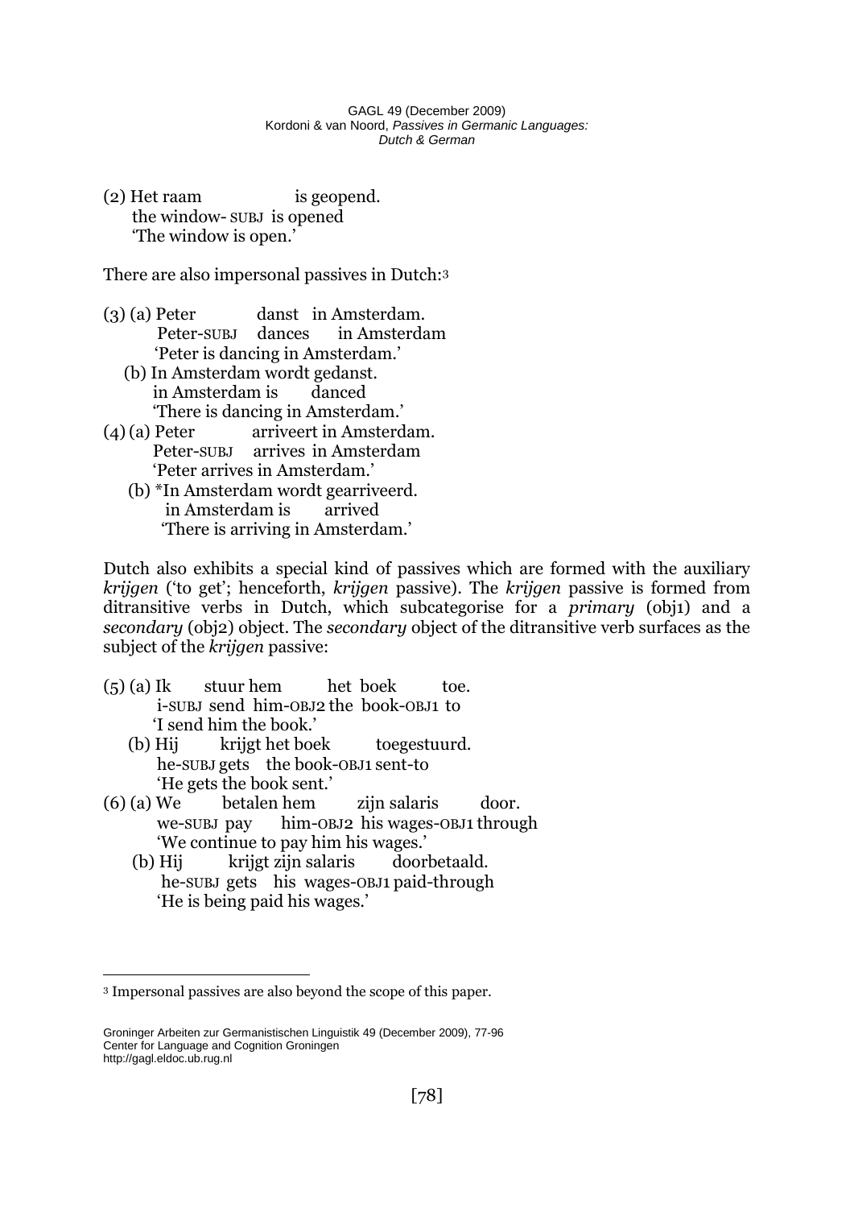(2) Het raam is geopend.
    the window- SUBJ is opened
    'The window is open.'

There are also impersonal passives in Dutch:[3]

(3) (a) Peter danst in Amsterdam.
        Peter-SUBJ dances in Amsterdam
        'Peter is dancing in Amsterdam.'
    (b) In Amsterdam wordt gedanst.
        in Amsterdam is danced
        'There is dancing in Amsterdam.'

(4) (a) Peter arriveert in Amsterdam.
        Peter-SUBJ arrives in Amsterdam
        'Peter arrives in Amsterdam.'
    (b) *In Amsterdam wordt gearriveerd.
        in Amsterdam is arrived
        'There is arriving in Amsterdam.'

Dutch also exhibits a special kind of passives which are formed with the auxiliary *krijgen* ('to get'; henceforth, *krijgen* passive). The *krijgen* passive is formed from ditransitive verbs in Dutch, which subcategorise for a *primary* (obj1) and a *secondary* (obj2) object. The *secondary* object of the ditransitive verb surfaces as the subject of the *krijgen* passive:

(5) (a) Ik stuur hem het boek toe.
        i-SUBJ send him-OBJ2 the book-OBJ1 to
        'I send him the book.'
    (b) Hij krijgt het boek toegestuurd.
        he-SUBJ gets the book-OBJ1 sent-to
        'He gets the book sent.'

(6) (a) We betalen hem zijn salaris door.
        we-SUBJ pay him-OBJ2 his wages-OBJ1 through
        'We continue to pay him his wages.'
    (b) Hij krijgt zijn salaris doorbetaald.
        he-SUBJ gets his wages-OBJ1 paid-through
        'He is being paid his wages.'

---

[3] Impersonal passives are also beyond the scope of this paper.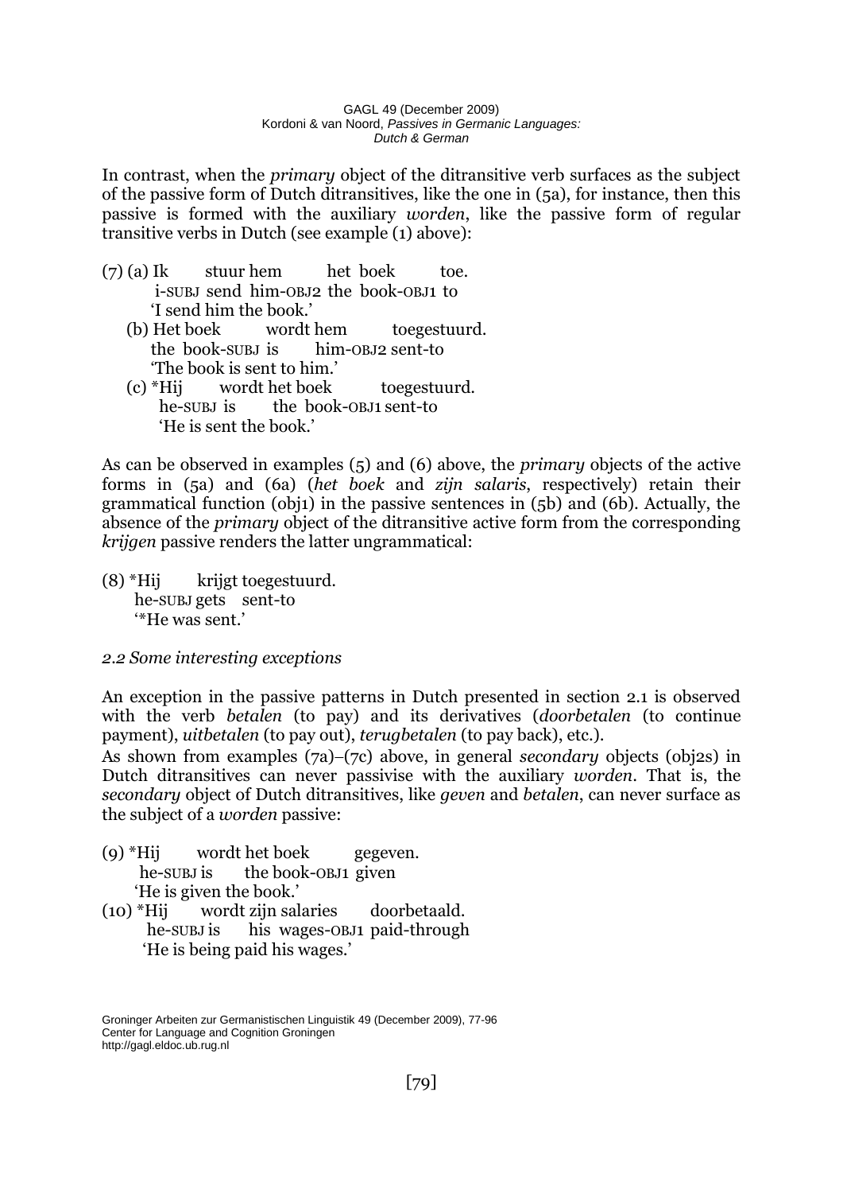In contrast, when the *primary* object of the ditransitive verb surfaces as the subject of the passive form of Dutch ditransitives, like the one in (5a), for instance, then this passive is formed with the auxiliary *worden*, like the passive form of regular transitive verbs in Dutch (see example (1) above):

(7) (a) Ik stuur hem het boek toe.
i-SUBJ send him-OBJ2 the book-OBJ1 to
'I send him the book.'
(b) Het boek wordt hem toegestuurd.
the book-SUBJ is him-OBJ2 sent-to
'The book is sent to him.'
(c) *Hij wordt het boek toegestuurd.
he-SUBJ is the book-OBJ1 sent-to
'He is sent the book.'

As can be observed in examples (5) and (6) above, the *primary* objects of the active forms in (5a) and (6a) (*het boek* and *zijn salaris*, respectively) retain their grammatical function (obj1) in the passive sentences in (5b) and (6b). Actually, the absence of the *primary* object of the ditransitive active form from the corresponding *krijgen* passive renders the latter ungrammatical:

(8) *Hij krijgt toegestuurd.
he-SUBJ gets sent-to
'*He was sent.'

*2.2 Some interesting exceptions*

An exception in the passive patterns in Dutch presented in section 2.1 is observed with the verb *betalen* (to pay) and its derivatives (*doorbetalen* (to continue payment), *uitbetalen* (to pay out), *terugbetalen* (to pay back), etc.).
As shown from examples (7a)–(7c) above, in general *secondary* objects (obj2s) in Dutch ditransitives can never passivise with the auxiliary *worden*. That is, the *secondary* object of Dutch ditransitives, like *geven* and *betalen*, can never surface as the subject of a *worden* passive:

(9) *Hij wordt het boek gegeven.
he-SUBJ is the book-OBJ1 given
'He is given the book.'
(10) *Hij wordt zijn salaries doorbetaald.
he-SUBJ is his wages-OBJ1 paid-through
'He is being paid his wages.'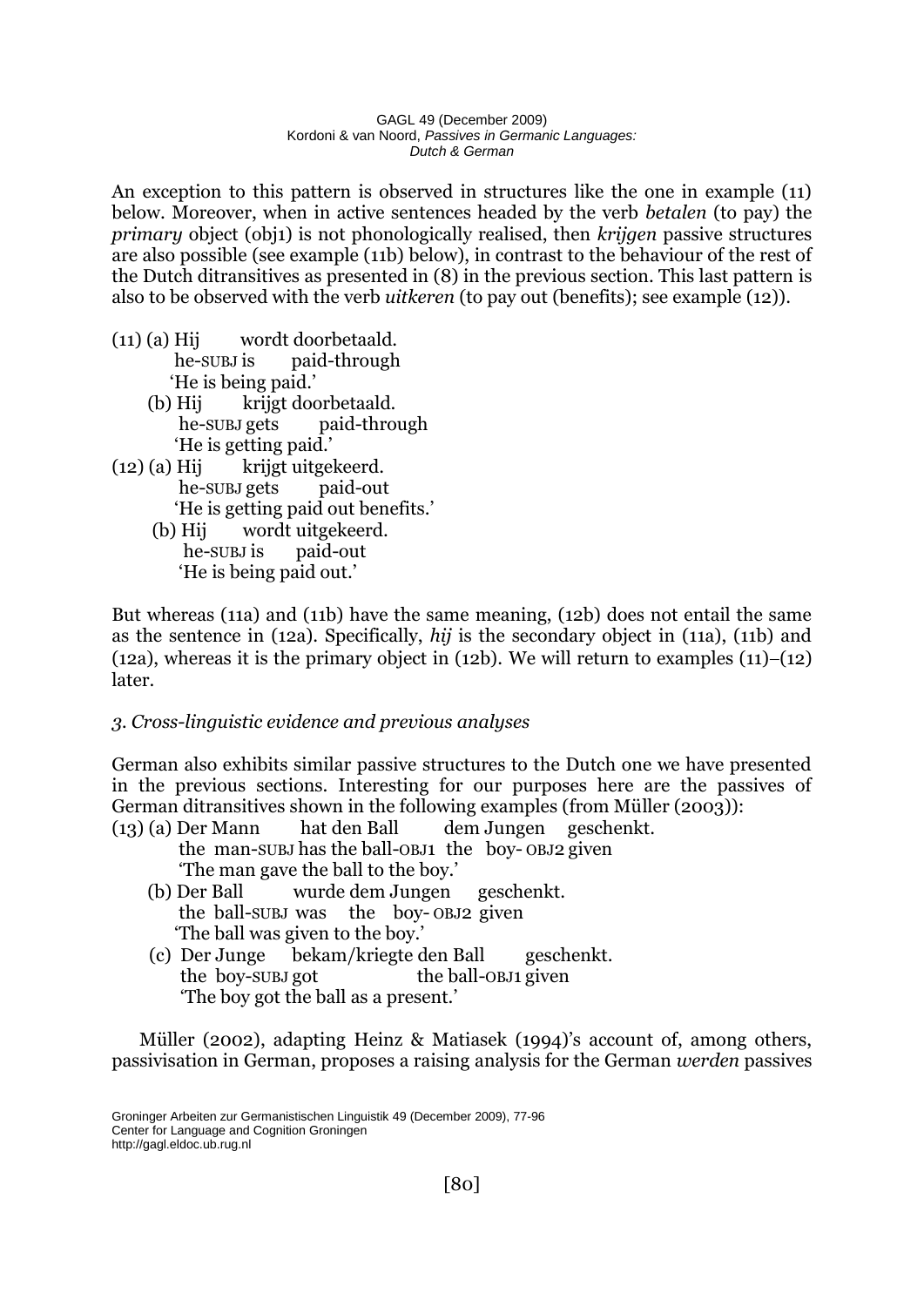An exception to this pattern is observed in structures like the one in example (11) below. Moreover, when in active sentences headed by the verb *betalen* (to pay) the *primary* object (obj1) is not phonologically realised, then *krijgen* passive structures are also possible (see example (11b) below), in contrast to the behaviour of the rest of the Dutch ditransitives as presented in (8) in the previous section. This last pattern is also to be observed with the verb *uitkeren* (to pay out (benefits); see example (12)).

(11) (a) Hij wordt doorbetaald.
 he-SUBJ is paid-through
 'He is being paid.'
 (b) Hij krijgt doorbetaald.
 he-SUBJ gets paid-through
 'He is getting paid.'
(12) (a) Hij krijgt uitgekeerd.
 he-SUBJ gets paid-out
 'He is getting paid out benefits.'
 (b) Hij wordt uitgekeerd.
 he-SUBJ is paid-out
 'He is being paid out.'

But whereas (11a) and (11b) have the same meaning, (12b) does not entail the same as the sentence in (12a). Specifically, *hij* is the secondary object in (11a), (11b) and (12a), whereas it is the primary object in (12b). We will return to examples (11)–(12) later.

### *3. Cross-linguistic evidence and previous analyses*

German also exhibits similar passive structures to the Dutch one we have presented in the previous sections. Interesting for our purposes here are the passives of German ditransitives shown in the following examples (from Müller (2003)):

(13) (a) Der Mann hat den Ball dem Jungen geschenkt.
 the man-SUBJ has the ball-OBJ1 the boy-OBJ2 given
 'The man gave the ball to the boy.'
 (b) Der Ball wurde dem Jungen geschenkt.
 the ball-SUBJ was the boy-OBJ2 given
 'The ball was given to the boy.'
 (c) Der Junge bekam/kriegte den Ball geschenkt.
 the boy-SUBJ got the ball-OBJ1 given
 'The boy got the ball as a present.'

Müller (2002), adapting Heinz & Matiasek (1994)'s account of, among others, passivisation in German, proposes a raising analysis for the German *werden* passives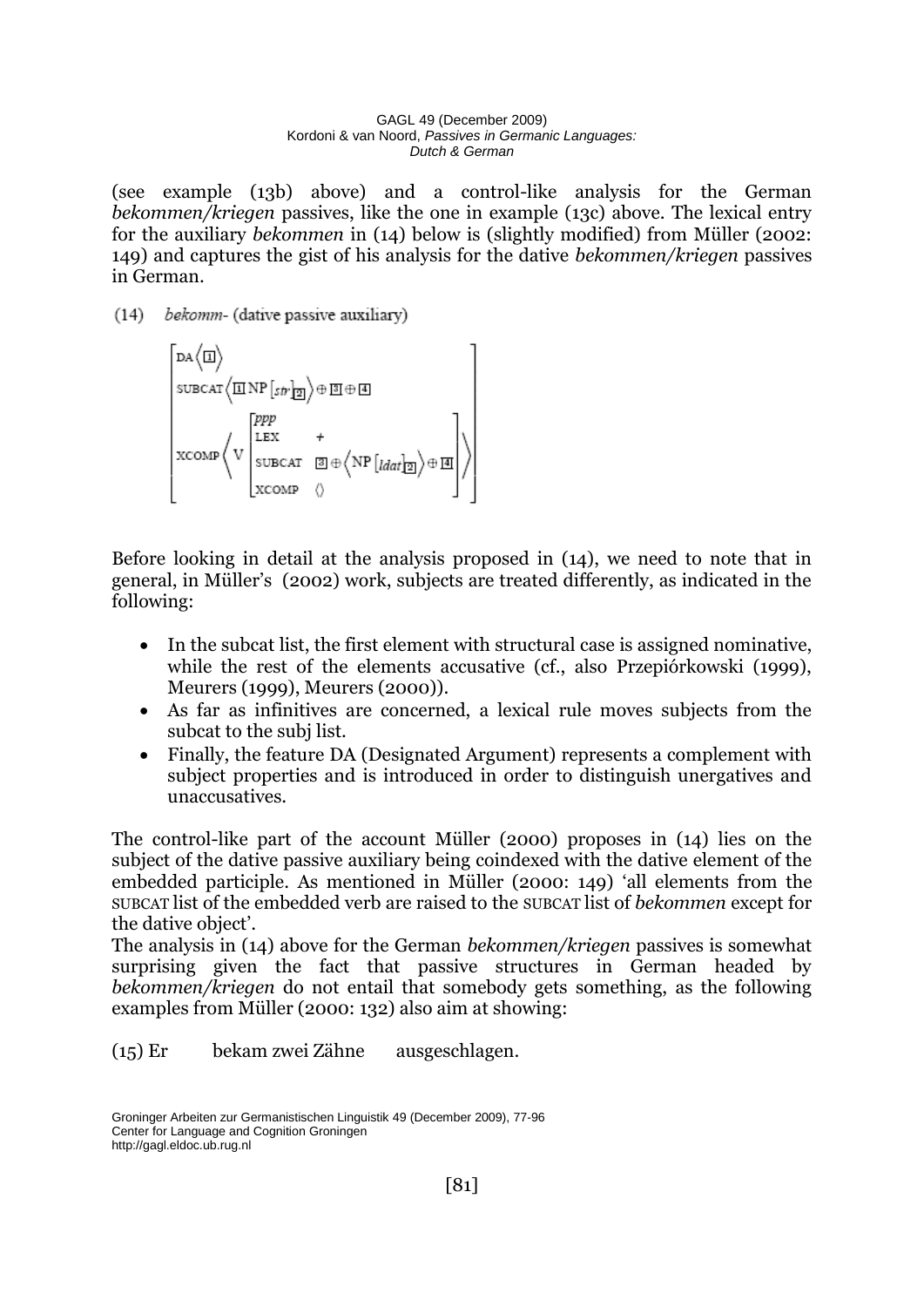(see example (13b) above) and a control-like analysis for the German *bekommen/kriegen* passives, like the one in example (13c) above. The lexical entry for the auxiliary *bekommen* in (14) below is (slightly modified) from Müller (2002: 149) and captures the gist of his analysis for the dative *bekommen/kriegen* passives in German.

(14) *bekomm-* (dative passive auxiliary)

$$\begin{bmatrix} \text{DA} \left\langle \boxed{1} \right\rangle \\ \text{SUBCAT} \left\langle \boxed{1}\, \text{NP}\left[str\right]_{\boxed{2}} \right\rangle \oplus \boxed{3} \oplus \boxed{4} \\ \text{XCOMP} \left\langle \text{V} \begin{bmatrix} ppp \\ \text{LEX} & + \\ \text{SUBCAT} & \boxed{3} \oplus \left\langle \text{NP}\left[ldat\right]_{\boxed{2}} \right\rangle \oplus \boxed{4} \\ \text{XCOMP} & \left\langle\right\rangle \end{bmatrix} \right\rangle \end{bmatrix}$$

Before looking in detail at the analysis proposed in (14), we need to note that in general, in Müller's (2002) work, subjects are treated differently, as indicated in the following:

- In the subcat list, the first element with structural case is assigned nominative, while the rest of the elements accusative (cf., also Przepiórkowski (1999), Meurers (1999), Meurers (2000)).
- As far as infinitives are concerned, a lexical rule moves subjects from the subcat to the subj list.
- Finally, the feature DA (Designated Argument) represents a complement with subject properties and is introduced in order to distinguish unergatives and unaccusatives.

The control-like part of the account Müller (2000) proposes in (14) lies on the subject of the dative passive auxiliary being coindexed with the dative element of the embedded participle. As mentioned in Müller (2000: 149) 'all elements from the SUBCAT list of the embedded verb are raised to the SUBCAT list of *bekommen* except for the dative object'.

The analysis in (14) above for the German *bekommen/kriegen* passives is somewhat surprising given the fact that passive structures in German headed by *bekommen/kriegen* do not entail that somebody gets something, as the following examples from Müller (2000: 132) also aim at showing:

(15) Er bekam zwei Zähne ausgeschlagen.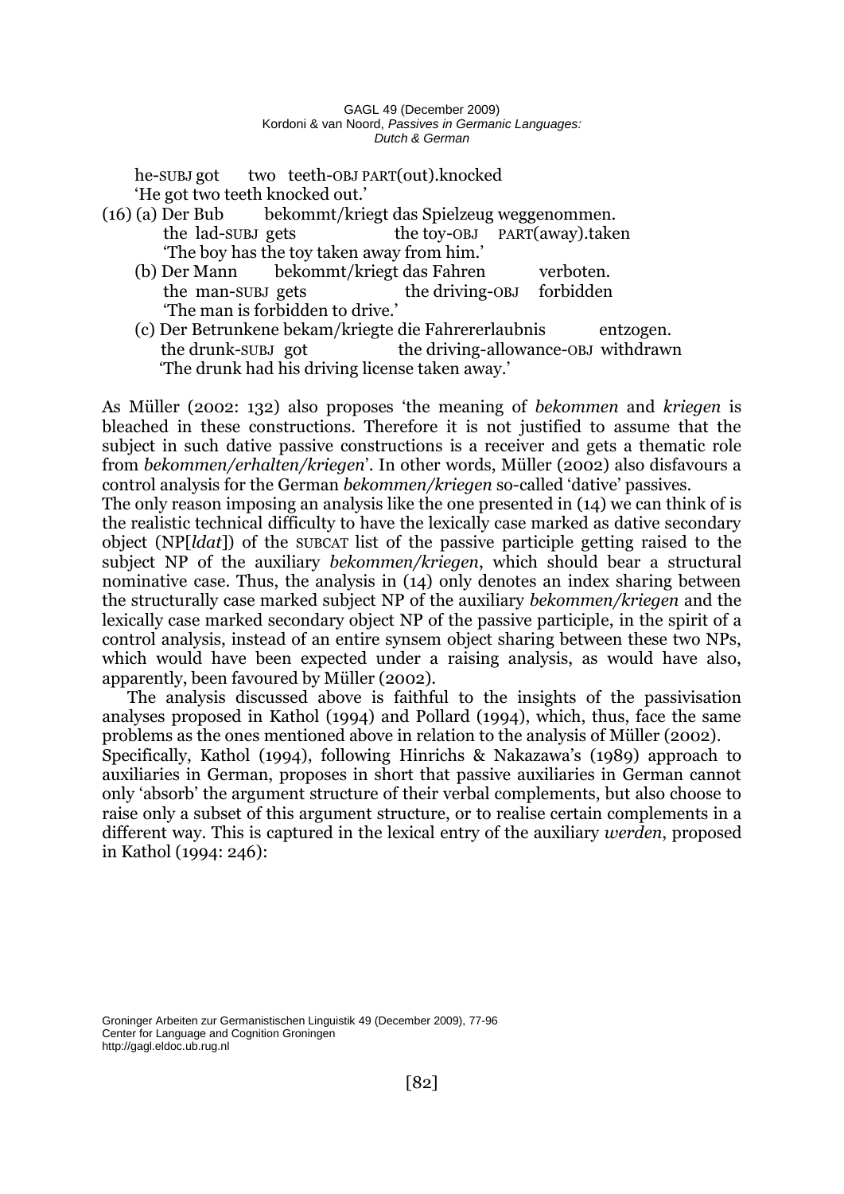he-SUBJ got two teeth-OBJ PART(out).knocked
'He got two teeth knocked out.'

(16) (a) Der Bub bekommt/kriegt das Spielzeug weggenommen.
the lad-SUBJ gets the toy-OBJ PART(away).taken
'The boy has the toy taken away from him.'

(b) Der Mann bekommt/kriegt das Fahren verboten.
the man-SUBJ gets the driving-OBJ forbidden
'The man is forbidden to drive.'

(c) Der Betrunkene bekam/kriegte die Fahrererlaubnis entzogen.
the drunk-SUBJ got the driving-allowance-OBJ withdrawn
'The drunk had his driving license taken away.'

As Müller (2002: 132) also proposes 'the meaning of *bekommen* and *kriegen* is bleached in these constructions. Therefore it is not justified to assume that the subject in such dative passive constructions is a receiver and gets a thematic role from *bekommen/erhalten/kriegen*'. In other words, Müller (2002) also disfavours a control analysis for the German *bekommen/kriegen* so-called 'dative' passives.

The only reason imposing an analysis like the one presented in (14) we can think of is the realistic technical difficulty to have the lexically case marked as dative secondary object (NP[*ldat*]) of the SUBCAT list of the passive participle getting raised to the subject NP of the auxiliary *bekommen/kriegen*, which should bear a structural nominative case. Thus, the analysis in (14) only denotes an index sharing between the structurally case marked subject NP of the auxiliary *bekommen/kriegen* and the lexically case marked secondary object NP of the passive participle, in the spirit of a control analysis, instead of an entire synsem object sharing between these two NPs, which would have been expected under a raising analysis, as would have also, apparently, been favoured by Müller (2002).

The analysis discussed above is faithful to the insights of the passivisation analyses proposed in Kathol (1994) and Pollard (1994), which, thus, face the same problems as the ones mentioned above in relation to the analysis of Müller (2002).

Specifically, Kathol (1994), following Hinrichs & Nakazawa's (1989) approach to auxiliaries in German, proposes in short that passive auxiliaries in German cannot only 'absorb' the argument structure of their verbal complements, but also choose to raise only a subset of this argument structure, or to realise certain complements in a different way. This is captured in the lexical entry of the auxiliary *werden*, proposed in Kathol (1994: 246):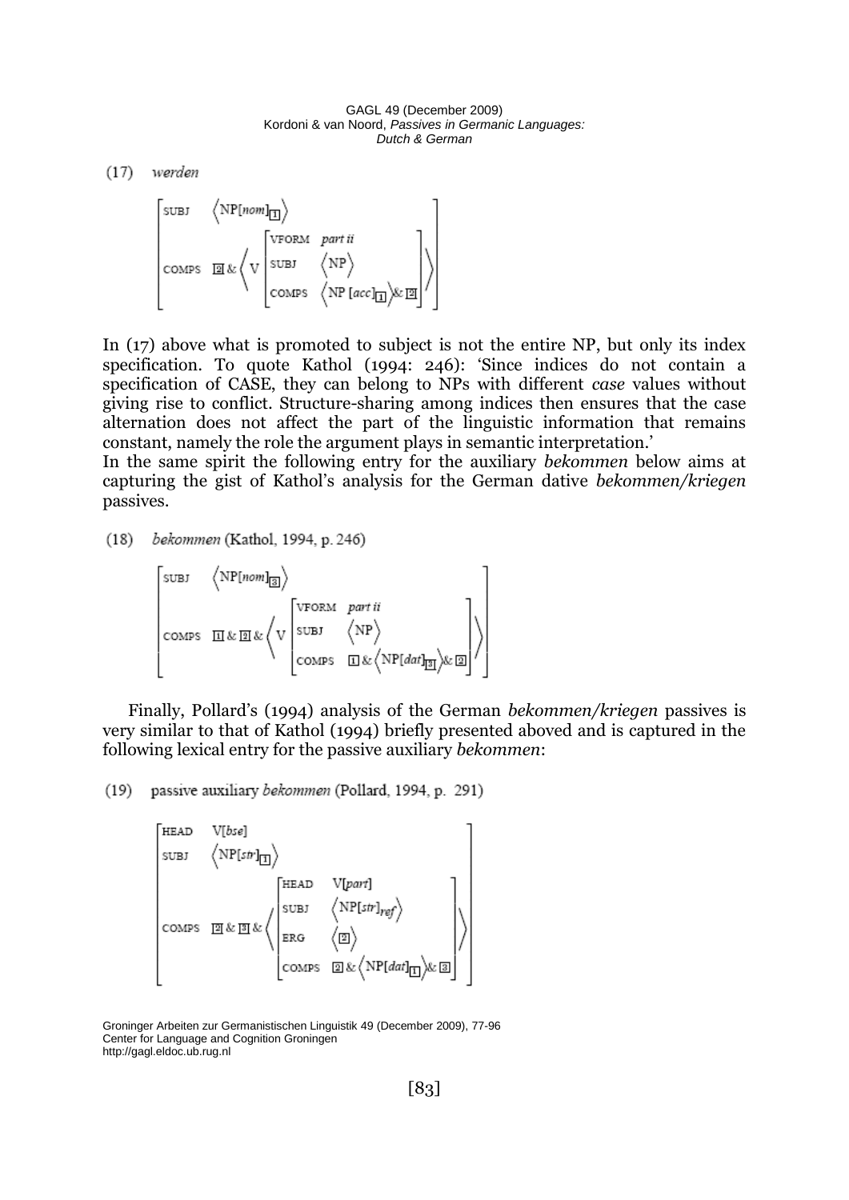(17) *werden*

$$
\begin{bmatrix}
\text{SUBJ} & \left\langle \text{NP}[\textit{nom}]_{\boxed{1}} \right\rangle \\
\text{COMPS} & \boxed{2} \,\&\, \left\langle \text{V} \begin{bmatrix} \text{VFORM} & \textit{part ii} \\ \text{SUBJ} & \left\langle \text{NP} \right\rangle \\ \text{COMPS} & \left\langle \text{NP}\ [\textit{acc}]_{\boxed{1}} \right\rangle \& \boxed{2} \end{bmatrix} \right\rangle
\end{bmatrix}
$$

In (17) above what is promoted to subject is not the entire NP, but only its index specification. To quote Kathol (1994: 246): 'Since indices do not contain a specification of CASE, they can belong to NPs with different *case* values without giving rise to conflict. Structure-sharing among indices then ensures that the case alternation does not affect the part of the linguistic information that remains constant, namely the role the argument plays in semantic interpretation.'
In the same spirit the following entry for the auxiliary *bekommen* below aims at capturing the gist of Kathol's analysis for the German dative *bekommen/kriegen* passives.

(18) *bekommen* (Kathol, 1994, p. 246)

$$
\begin{bmatrix}
\text{SUBJ} & \left\langle \text{NP}[\textit{nom}]_{\boxed{3}} \right\rangle \\
\text{COMPS} & \boxed{1} \,\&\, \boxed{2} \,\&\, \left\langle \text{V} \begin{bmatrix} \text{VFORM} & \textit{part ii} \\ \text{SUBJ} & \left\langle \text{NP} \right\rangle \\ \text{COMPS} & \boxed{1} \,\&\, \left\langle \text{NP}[\textit{dat}]_{\boxed{3}} \right\rangle \& \boxed{2} \end{bmatrix} \right\rangle
\end{bmatrix}
$$

Finally, Pollard's (1994) analysis of the German *bekommen/kriegen* passives is very similar to that of Kathol (1994) briefly presented aboved and is captured in the following lexical entry for the passive auxiliary *bekommen*:

(19) passive auxiliary *bekommen* (Pollard, 1994, p. 291)

$$
\begin{bmatrix}
\text{HEAD} & \text{V}[\textit{bse}] \\
\text{SUBJ} & \left\langle \text{NP}[\textit{str}]_{\boxed{1}} \right\rangle \\
\text{COMPS} & \boxed{2} \,\&\, \boxed{3} \,\&\, \left\langle \begin{bmatrix} \text{HEAD} & \text{V}[\textit{part}] \\ \text{SUBJ} & \left\langle \text{NP}[\textit{str}]_{\textit{ref}} \right\rangle \\ \text{ERG} & \left\langle \boxed{2} \right\rangle \\ \text{COMPS} & \boxed{2} \,\&\, \left\langle \text{NP}[\textit{dat}]_{\boxed{1}} \right\rangle \& \boxed{3} \end{bmatrix} \right\rangle
\end{bmatrix}
$$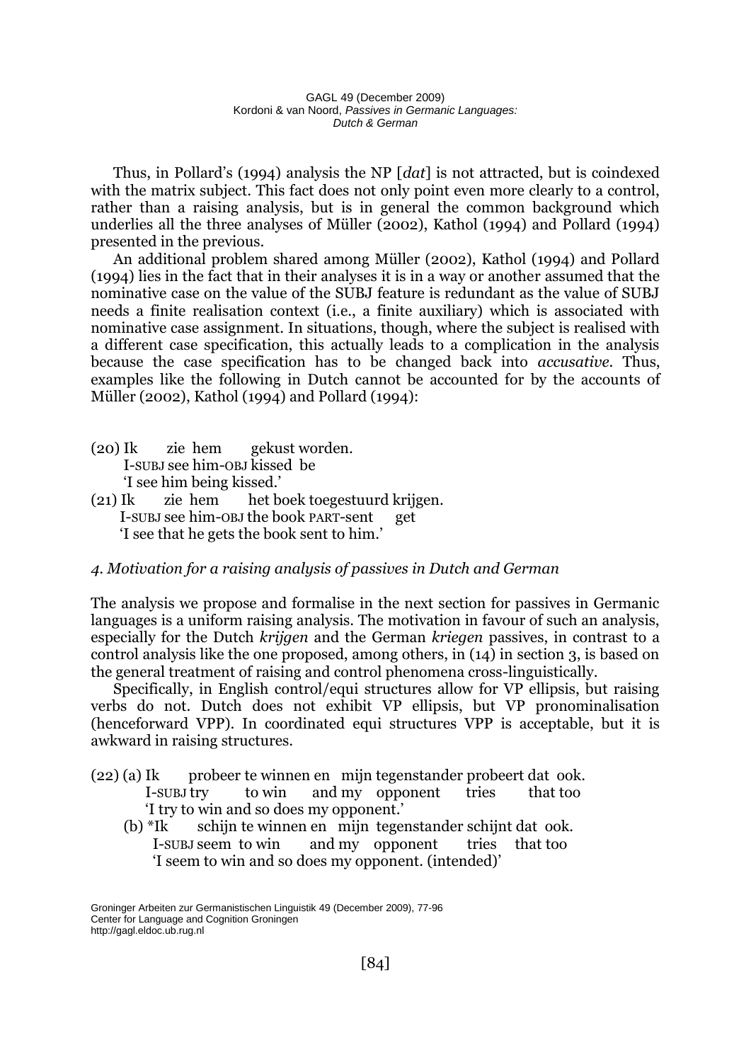Thus, in Pollard's (1994) analysis the NP [*dat*] is not attracted, but is coindexed with the matrix subject. This fact does not only point even more clearly to a control, rather than a raising analysis, but is in general the common background which underlies all the three analyses of Müller (2002), Kathol (1994) and Pollard (1994) presented in the previous.

An additional problem shared among Müller (2002), Kathol (1994) and Pollard (1994) lies in the fact that in their analyses it is in a way or another assumed that the nominative case on the value of the SUBJ feature is redundant as the value of SUBJ needs a finite realisation context (i.e., a finite auxiliary) which is associated with nominative case assignment. In situations, though, where the subject is realised with a different case specification, this actually leads to a complication in the analysis because the case specification has to be changed back into *accusative*. Thus, examples like the following in Dutch cannot be accounted for by the accounts of Müller (2002), Kathol (1994) and Pollard (1994):

(20) Ik zie hem gekust worden.
I-SUBJ see him-OBJ kissed be
'I see him being kissed.'

(21) Ik zie hem het boek toegestuurd krijgen.
I-SUBJ see him-OBJ the book PART-sent get
'I see that he gets the book sent to him.'

### *4. Motivation for a raising analysis of passives in Dutch and German*

The analysis we propose and formalise in the next section for passives in Germanic languages is a uniform raising analysis. The motivation in favour of such an analysis, especially for the Dutch *krijgen* and the German *kriegen* passives, in contrast to a control analysis like the one proposed, among others, in (14) in section 3, is based on the general treatment of raising and control phenomena cross-linguistically.

Specifically, in English control/equi structures allow for VP ellipsis, but raising verbs do not. Dutch does not exhibit VP ellipsis, but VP pronominalisation (henceforward VPP). In coordinated equi structures VPP is acceptable, but it is awkward in raising structures.

(22) (a) Ik probeer te winnen en mijn tegenstander probeert dat ook.
I-SUBJ try to win and my opponent tries that too
'I try to win and so does my opponent.'

(b) *Ik schijn te winnen en mijn tegenstander schijnt dat ook.
I-SUBJ seem to win and my opponent tries that too
'I seem to win and so does my opponent. (intended)'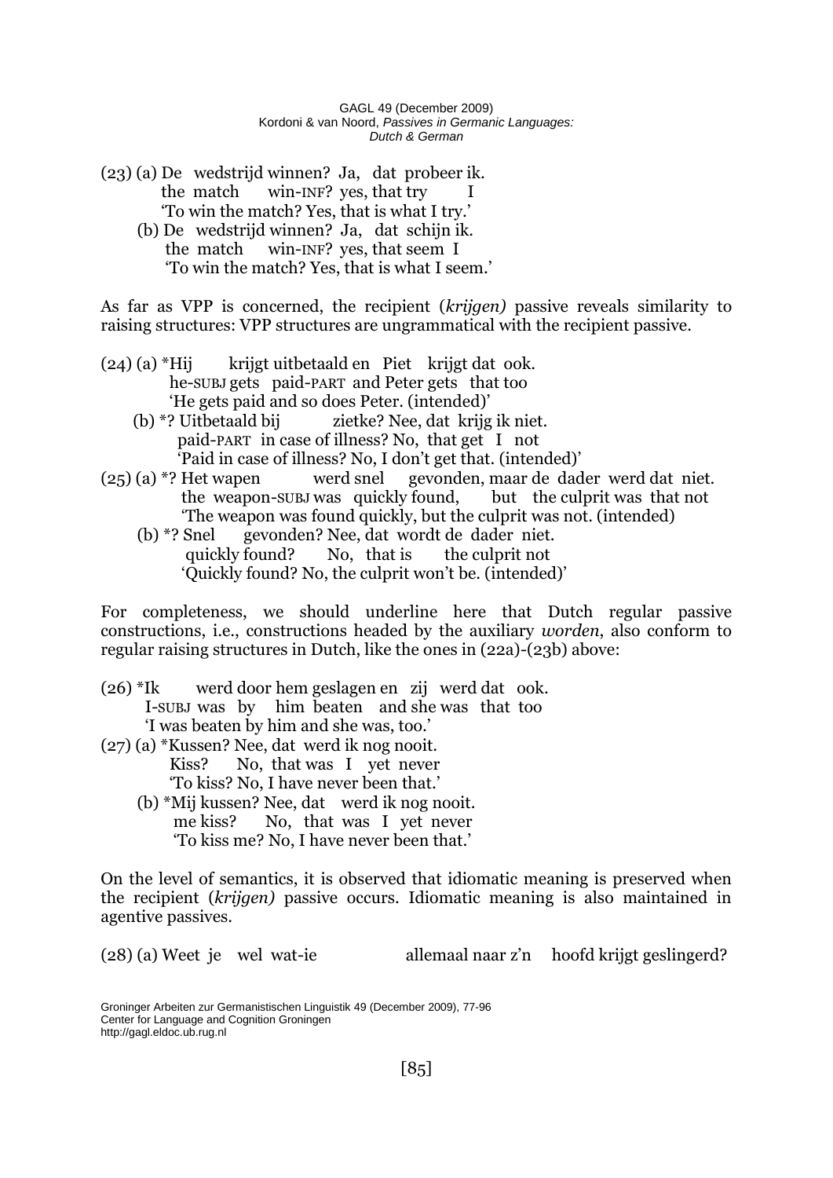(23) (a) De wedstrijd winnen? Ja, dat probeer ik.
the match win-INF? yes, that try I
'To win the match? Yes, that is what I try.'

(b) De wedstrijd winnen? Ja, dat schijn ik.
the match win-INF? yes, that seem I
'To win the match? Yes, that is what I seem.'

As far as VPP is concerned, the recipient (*krijgen)* passive reveals similarity to raising structures: VPP structures are ungrammatical with the recipient passive.

(24) (a) *Hij krijgt uitbetaald en Piet krijgt dat ook.
he-SUBJ gets paid-PART and Peter gets that too
'He gets paid and so does Peter. (intended)'

(b) *? Uitbetaald bij zietke? Nee, dat krijg ik niet.
paid-PART in case of illness? No, that get I not
'Paid in case of illness? No, I don't get that. (intended)'

(25) (a) *? Het wapen werd snel gevonden, maar de dader werd dat niet.
the weapon-SUBJ was quickly found, but the culprit was that not
'The weapon was found quickly, but the culprit was not. (intended)

(b) *? Snel gevonden? Nee, dat wordt de dader niet.
quickly found? No, that is the culprit not
'Quickly found? No, the culprit won't be. (intended)'

For completeness, we should underline here that Dutch regular passive constructions, i.e., constructions headed by the auxiliary *worden*, also conform to regular raising structures in Dutch, like the ones in (22a)-(23b) above:

(26) *Ik werd door hem geslagen en zij werd dat ook.
I-SUBJ was by him beaten and she was that too
'I was beaten by him and she was, too.'

(27) (a) *Kussen? Nee, dat werd ik nog nooit.
Kiss? No, that was I yet never
'To kiss? No, I have never been that.'

(b) *Mij kussen? Nee, dat werd ik nog nooit.
me kiss? No, that was I yet never
'To kiss me? No, I have never been that.'

On the level of semantics, it is observed that idiomatic meaning is preserved when the recipient (*krijgen)* passive occurs. Idiomatic meaning is also maintained in agentive passives.

(28) (a) Weet je wel wat-ie allemaal naar z'n hoofd krijgt geslingerd?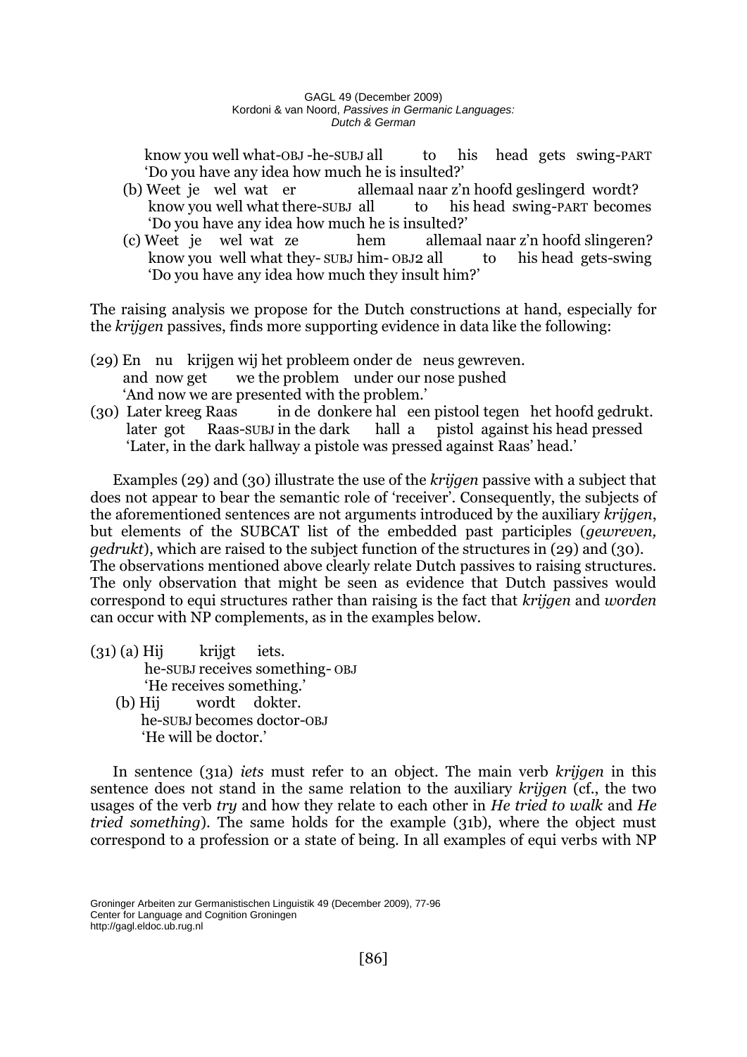know you well what-OBJ -he-SUBJ all to his head gets swing-PART
'Do you have any idea how much he is insulted?'

(b) Weet je wel wat er allemaal naar z'n hoofd geslingerd wordt?
know you well what there-SUBJ all to his head swing-PART becomes
'Do you have any idea how much he is insulted?'

(c) Weet je wel wat ze hem allemaal naar z'n hoofd slingeren?
know you well what they- SUBJ him- OBJ2 all to his head gets-swing
'Do you have any idea how much they insult him?'

The raising analysis we propose for the Dutch constructions at hand, especially for the *krijgen* passives, finds more supporting evidence in data like the following:

(29) En nu krijgen wij het probleem onder de neus gewreven.
and now get we the problem under our nose pushed
'And now we are presented with the problem.'

(30) Later kreeg Raas in de donkere hal een pistool tegen het hoofd gedrukt.
later got Raas-SUBJ in the dark hall a pistol against his head pressed
'Later, in the dark hallway a pistole was pressed against Raas' head.'

Examples (29) and (30) illustrate the use of the *krijgen* passive with a subject that does not appear to bear the semantic role of 'receiver'. Consequently, the subjects of the aforementioned sentences are not arguments introduced by the auxiliary *krijgen*, but elements of the SUBCAT list of the embedded past participles (*gewreven, gedrukt*), which are raised to the subject function of the structures in (29) and (30). The observations mentioned above clearly relate Dutch passives to raising structures. The only observation that might be seen as evidence that Dutch passives would correspond to equi structures rather than raising is the fact that *krijgen* and *worden* can occur with NP complements, as in the examples below.

(31) (a) Hij krijgt iets.
he-SUBJ receives something- OBJ
'He receives something.'

(b) Hij wordt dokter.
he-SUBJ becomes doctor-OBJ
'He will be doctor.'

In sentence (31a) *iets* must refer to an object. The main verb *krijgen* in this sentence does not stand in the same relation to the auxiliary *krijgen* (cf., the two usages of the verb *try* and how they relate to each other in *He tried to walk* and *He tried something*). The same holds for the example (31b), where the object must correspond to a profession or a state of being. In all examples of equi verbs with NP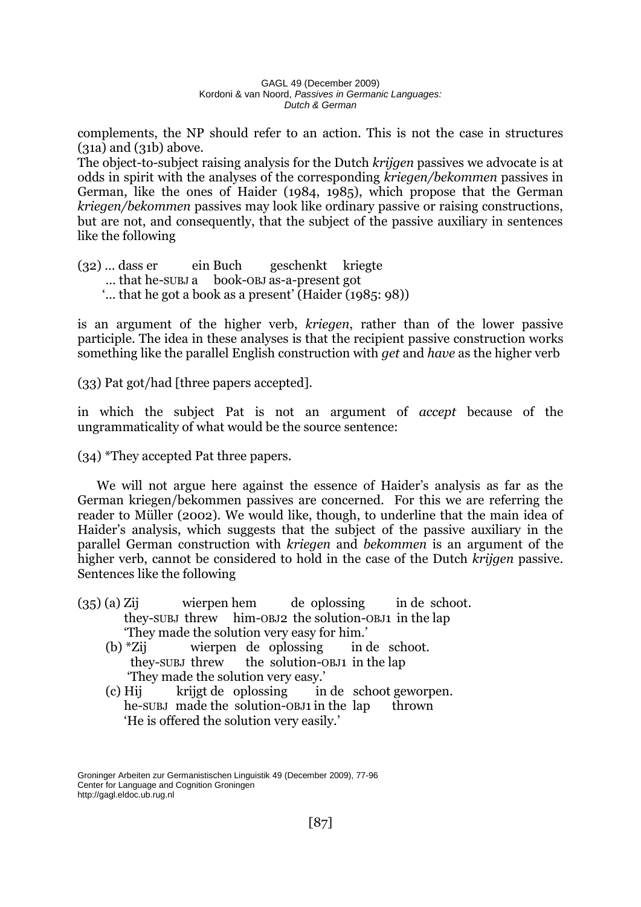complements, the NP should refer to an action. This is not the case in structures (31a) and (31b) above.
The object-to-subject raising analysis for the Dutch *krijgen* passives we advocate is at odds in spirit with the analyses of the corresponding *kriegen/bekommen* passives in German, like the ones of Haider (1984, 1985), which propose that the German *kriegen/bekommen* passives may look like ordinary passive or raising constructions, but are not, and consequently, that the subject of the passive auxiliary in sentences like the following

(32) … dass er ein Buch geschenkt kriegte
… that he-SUBJ a book-OBJ as-a-present got
'… that he got a book as a present' (Haider (1985: 98))

is an argument of the higher verb, *kriegen*, rather than of the lower passive participle. The idea in these analyses is that the recipient passive construction works something like the parallel English construction with *get* and *have* as the higher verb

(33) Pat got/had [three papers accepted].

in which the subject Pat is not an argument of *accept* because of the ungrammaticality of what would be the source sentence:

(34) *They accepted Pat three papers.

We will not argue here against the essence of Haider's analysis as far as the German kriegen/bekommen passives are concerned. For this we are referring the reader to Müller (2002). We would like, though, to underline that the main idea of Haider's analysis, which suggests that the subject of the passive auxiliary in the parallel German construction with *kriegen* and *bekommen* is an argument of the higher verb, cannot be considered to hold in the case of the Dutch *krijgen* passive. Sentences like the following

(35) (a) Zij wierpen hem de oplossing in de schoot.
they-SUBJ threw him-OBJ2 the solution-OBJ1 in the lap
'They made the solution very easy for him.'
(b) *Zij wierpen de oplossing in de schoot.
they-SUBJ threw the solution-OBJ1 in the lap
'They made the solution very easy.'
(c) Hij krijgt de oplossing in de schoot geworpen.
he-SUBJ made the solution-OBJ1 in the lap thrown
'He is offered the solution very easily.'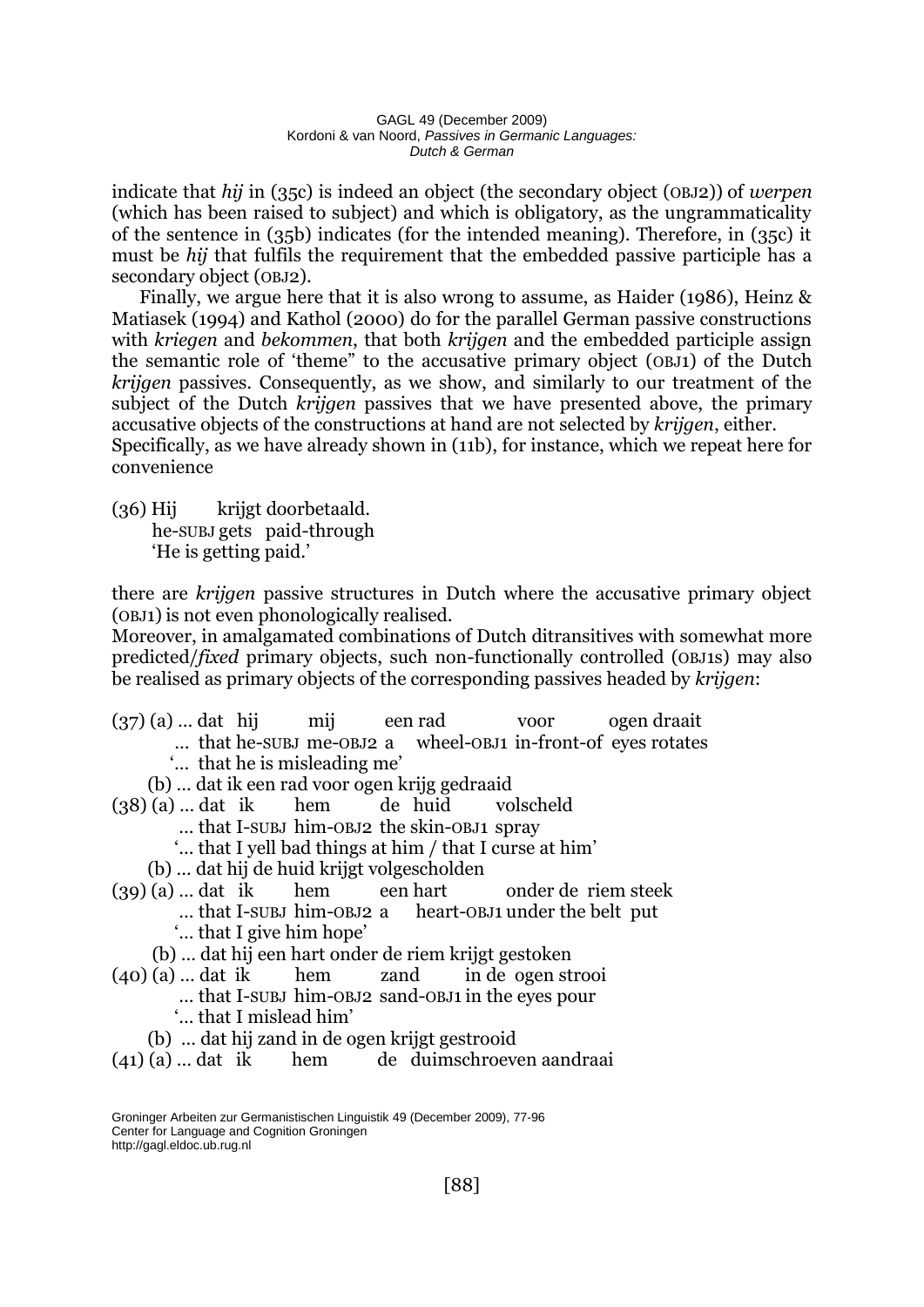indicate that *hij* in (35c) is indeed an object (the secondary object (OBJ2)) of *werpen* (which has been raised to subject) and which is obligatory, as the ungrammaticality of the sentence in (35b) indicates (for the intended meaning). Therefore, in (35c) it must be *hij* that fulfils the requirement that the embedded passive participle has a secondary object (OBJ2).

Finally, we argue here that it is also wrong to assume, as Haider (1986), Heinz & Matiasek (1994) and Kathol (2000) do for the parallel German passive constructions with *kriegen* and *bekommen*, that both *krijgen* and the embedded participle assign the semantic role of 'theme" to the accusative primary object (OBJ1) of the Dutch *krijgen* passives. Consequently, as we show, and similarly to our treatment of the subject of the Dutch *krijgen* passives that we have presented above, the primary accusative objects of the constructions at hand are not selected by *krijgen*, either.
Specifically, as we have already shown in (11b), for instance, which we repeat here for convenience

(36) Hij krijgt doorbetaald.
he-SUBJ gets paid-through
'He is getting paid.'

there are *krijgen* passive structures in Dutch where the accusative primary object (OBJ1) is not even phonologically realised.
Moreover, in amalgamated combinations of Dutch ditransitives with somewhat more predicted/*fixed* primary objects, such non-functionally controlled (OBJ1s) may also be realised as primary objects of the corresponding passives headed by *krijgen*:

(37) (a) ... dat hij mij een rad voor ogen draait
... that he-SUBJ me-OBJ2 a wheel-OBJ1 in-front-of eyes rotates
'... that he is misleading me'
(b) ... dat ik een rad voor ogen krijg gedraaid

(38) (a) ... dat ik hem de huid volscheld
... that I-SUBJ him-OBJ2 the skin-OBJ1 spray
'... that I yell bad things at him / that I curse at him'
(b) ... dat hij de huid krijgt volgescholden

(39) (a) ... dat ik hem een hart onder de riem steek
... that I-SUBJ him-OBJ2 a heart-OBJ1 under the belt put
'... that I give him hope'
(b) ... dat hij een hart onder de riem krijgt gestoken

(40) (a) ... dat ik hem zand in de ogen strooi
... that I-SUBJ him-OBJ2 sand-OBJ1 in the eyes pour
'... that I mislead him'
(b) ... dat hij zand in de ogen krijgt gestrooid

(41) (a) ... dat ik hem de duimschroeven aandraai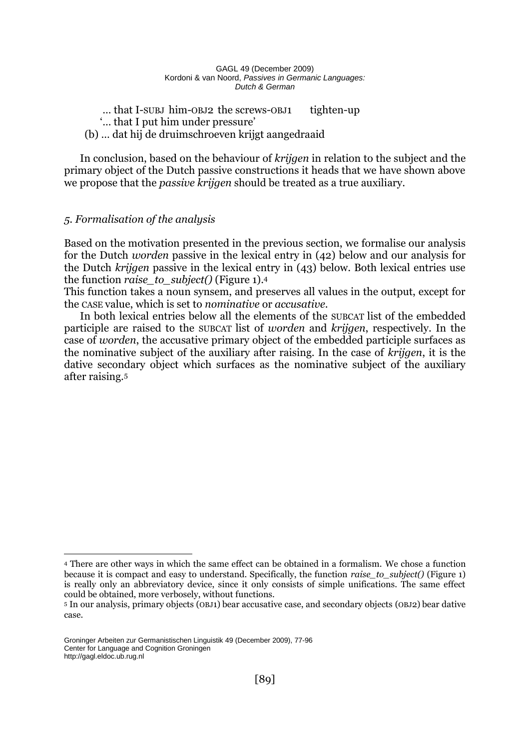… that I-SUBJ him-OBJ2 the screws-OBJ1 tighten-up
'… that I put him under pressure'

(b) … dat hij de druimschroeven krijgt aangedraaid

In conclusion, based on the behaviour of *krijgen* in relation to the subject and the primary object of the Dutch passive constructions it heads that we have shown above we propose that the *passive krijgen* should be treated as a true auxiliary.

## *5. Formalisation of the analysis*

Based on the motivation presented in the previous section, we formalise our analysis for the Dutch *worden* passive in the lexical entry in (42) below and our analysis for the Dutch *krijgen* passive in the lexical entry in (43) below. Both lexical entries use the function *raise_to_subject()* (Figure 1).[4]

This function takes a noun synsem, and preserves all values in the output, except for the CASE value, which is set to *nominative* or *accusative*.

In both lexical entries below all the elements of the SUBCAT list of the embedded participle are raised to the SUBCAT list of *worden* and *krijgen*, respectively. In the case of *worden*, the accusative primary object of the embedded participle surfaces as the nominative subject of the auxiliary after raising. In the case of *krijgen*, it is the dative secondary object which surfaces as the nominative subject of the auxiliary after raising.[5]

---

[4] There are other ways in which the same effect can be obtained in a formalism. We chose a function because it is compact and easy to understand. Specifically, the function *raise_to_subject()* (Figure 1) is really only an abbreviatory device, since it only consists of simple unifications. The same effect could be obtained, more verbosely, without functions.

[5] In our analysis, primary objects (OBJ1) bear accusative case, and secondary objects (OBJ2) bear dative case.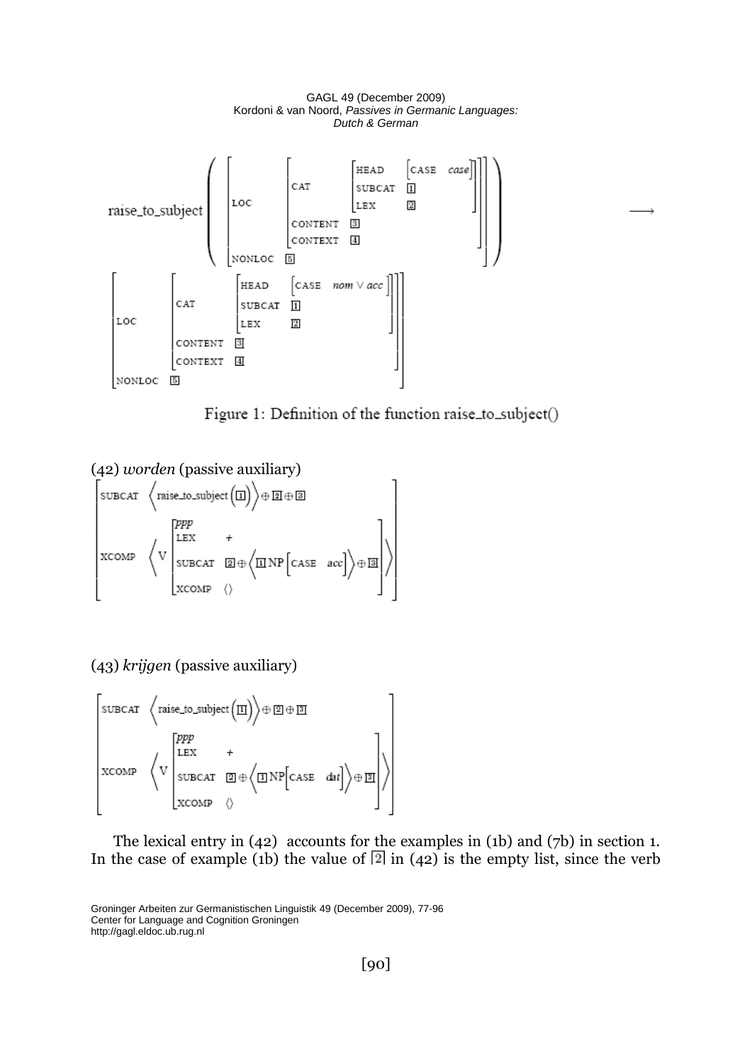$$
\text{raise\_to\_subject}\left(\begin{bmatrix} \text{LOC} & \begin{bmatrix} \text{CAT} & \begin{bmatrix} \text{HEAD} & \begin{bmatrix} \text{CASE} & \textit{case} \end{bmatrix} \\ \text{SUBCAT} & \boxed{1} \\ \text{LEX} & \boxed{2} \end{bmatrix} \\ \text{CONTENT} & \boxed{3} \\ \text{CONTEXT} & \boxed{4} \end{bmatrix} \\ \text{NONLOC} & \boxed{5} \end{bmatrix}\right) \longrightarrow
$$

$$
\begin{bmatrix} \text{LOC} & \begin{bmatrix} \text{CAT} & \begin{bmatrix} \text{HEAD} & \begin{bmatrix} \text{CASE} & \textit{nom} \vee \textit{acc} \end{bmatrix} \\ \text{SUBCAT} & \boxed{1} \\ \text{LEX} & \boxed{2} \end{bmatrix} \\ \text{CONTENT} & \boxed{3} \\ \text{CONTEXT} & \boxed{4} \end{bmatrix} \\ \text{NONLOC} & \boxed{5} \end{bmatrix}
$$

Figure 1: Definition of the function raise_to_subject()

(42) *worden* (passive auxiliary)

$$
\begin{bmatrix} \text{SUBCAT} & \left\langle \text{raise\_to\_subject}\left(\boxed{1}\right) \right\rangle \oplus \boxed{2} \oplus \boxed{3} \\ \text{XCOMP} & \left\langle \text{V} \begin{bmatrix} \textit{ppp} & \\ \text{LEX} & + \\ \text{SUBCAT} & \boxed{2} \oplus \left\langle \boxed{1}\,\text{NP}\begin{bmatrix} \text{CASE} & \textit{acc} \end{bmatrix} \right\rangle \oplus \boxed{3} \\ \text{XCOMP} & \langle\rangle \end{bmatrix} \right\rangle \end{bmatrix}
$$

(43) *krijgen* (passive auxiliary)

$$
\begin{bmatrix} \text{SUBCAT} & \left\langle \text{raise\_to\_subject}\left(\boxed{1}\right) \right\rangle \oplus \boxed{2} \oplus \boxed{3} \\ \text{XCOMP} & \left\langle \text{V} \begin{bmatrix} \textit{ppp} & \\ \text{LEX} & + \\ \text{SUBCAT} & \boxed{2} \oplus \left\langle \boxed{1}\,\text{NP}\begin{bmatrix} \text{CASE} & \textit{dat} \end{bmatrix} \right\rangle \oplus \boxed{3} \\ \text{XCOMP} & \langle\rangle \end{bmatrix} \right\rangle \end{bmatrix}
$$

The lexical entry in (42) accounts for the examples in (1b) and (7b) in section 1. In the case of example (1b) the value of $\boxed{2}$ in (42) is the empty list, since the verb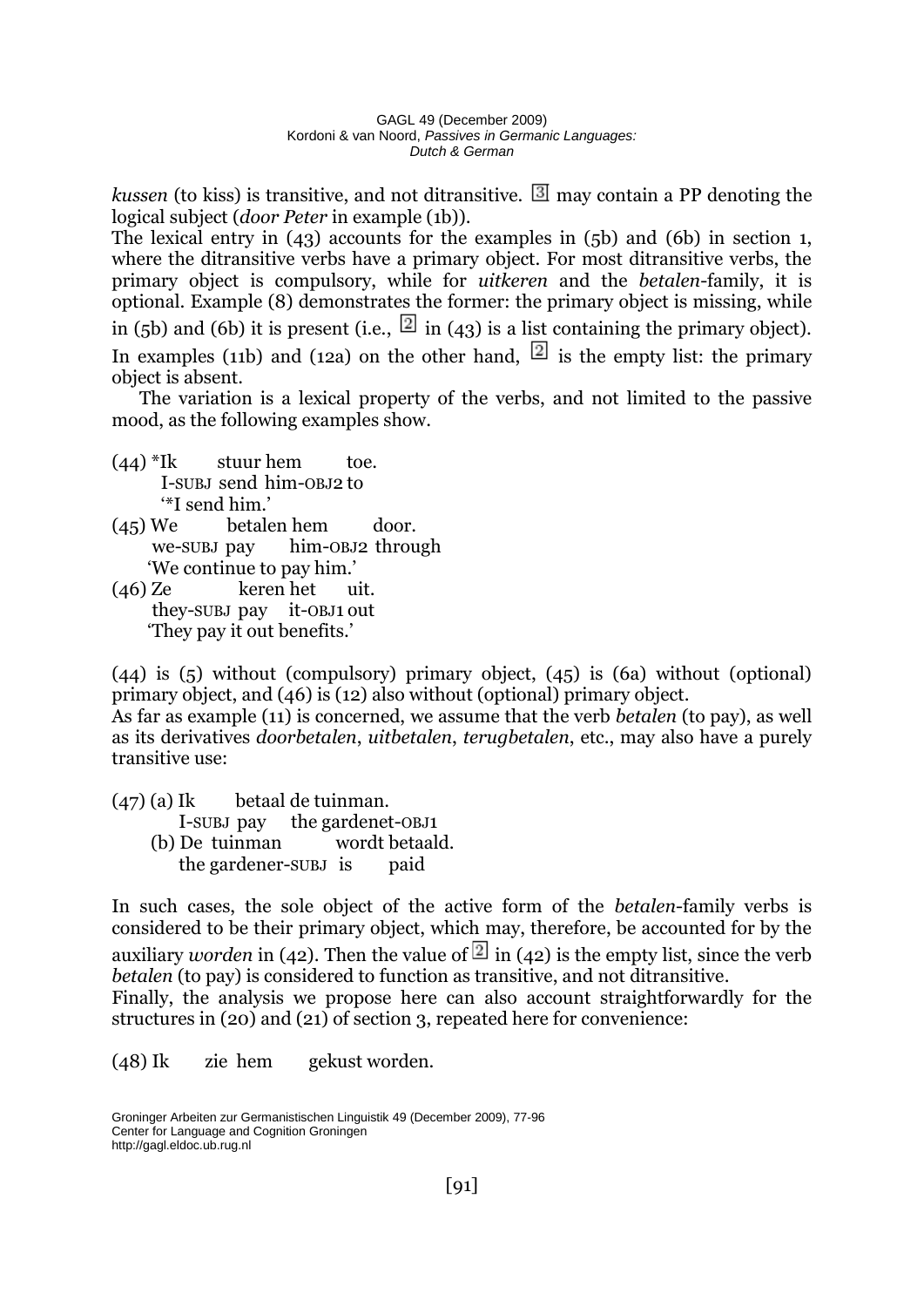*kussen* (to kiss) is transitive, and not ditransitive. 3 may contain a PP denoting the logical subject (*door Peter* in example (1b)).

The lexical entry in (43) accounts for the examples in (5b) and (6b) in section 1, where the ditransitive verbs have a primary object. For most ditransitive verbs, the primary object is compulsory, while for *uitkeren* and the *betalen*-family, it is optional. Example (8) demonstrates the former: the primary object is missing, while in (5b) and (6b) it is present (i.e., 2 in (43) is a list containing the primary object). In examples (11b) and (12a) on the other hand, 2 is the empty list: the primary object is absent.

The variation is a lexical property of the verbs, and not limited to the passive mood, as the following examples show.

(44) *Ik stuur hem toe.
 I-SUBJ send him-OBJ2 to
 '*I send him.'

(45) We betalen hem door.
 we-SUBJ pay him-OBJ2 through
 'We continue to pay him.'

(46) Ze keren het uit.
 they-SUBJ pay it-OBJ1 out
 'They pay it out benefits.'

(44) is (5) without (compulsory) primary object, (45) is (6a) without (optional) primary object, and (46) is (12) also without (optional) primary object.

As far as example (11) is concerned, we assume that the verb *betalen* (to pay), as well as its derivatives *doorbetalen*, *uitbetalen*, *terugbetalen*, etc., may also have a purely transitive use:

(47) (a) Ik betaal de tuinman.
 I-SUBJ pay the gardenet-OBJ1
 (b) De tuinman wordt betaald.
 the gardener-SUBJ is paid

In such cases, the sole object of the active form of the *betalen*-family verbs is considered to be their primary object, which may, therefore, be accounted for by the auxiliary *worden* in (42). Then the value of 2 in (42) is the empty list, since the verb *betalen* (to pay) is considered to function as transitive, and not ditransitive.

Finally, the analysis we propose here can also account straightforwardly for the structures in (20) and (21) of section 3, repeated here for convenience:

(48) Ik zie hem gekust worden.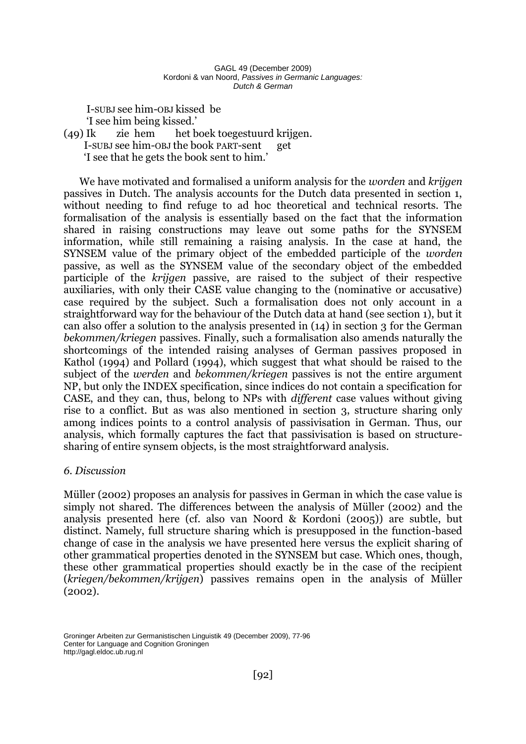I-SUBJ see him-OBJ kissed be
'I see him being kissed.'

(49) Ik zie hem het boek toegestuurd krijgen.
I-SUBJ see him-OBJ the book PART-sent get
'I see that he gets the book sent to him.'

We have motivated and formalised a uniform analysis for the *worden* and *krijgen* passives in Dutch. The analysis accounts for the Dutch data presented in section 1, without needing to find refuge to ad hoc theoretical and technical resorts. The formalisation of the analysis is essentially based on the fact that the information shared in raising constructions may leave out some paths for the SYNSEM information, while still remaining a raising analysis. In the case at hand, the SYNSEM value of the primary object of the embedded participle of the *worden* passive, as well as the SYNSEM value of the secondary object of the embedded participle of the *krijgen* passive, are raised to the subject of their respective auxiliaries, with only their CASE value changing to the (nominative or accusative) case required by the subject. Such a formalisation does not only account in a straightforward way for the behaviour of the Dutch data at hand (see section 1), but it can also offer a solution to the analysis presented in (14) in section 3 for the German *bekommen/kriegen* passives. Finally, such a formalisation also amends naturally the shortcomings of the intended raising analyses of German passives proposed in Kathol (1994) and Pollard (1994), which suggest that what should be raised to the subject of the *werden* and *bekommen/kriegen* passives is not the entire argument NP, but only the INDEX specification, since indices do not contain a specification for CASE, and they can, thus, belong to NPs with *different* case values without giving rise to a conflict. But as was also mentioned in section 3, structure sharing only among indices points to a control analysis of passivisation in German. Thus, our analysis, which formally captures the fact that passivisation is based on structure-sharing of entire synsem objects, is the most straightforward analysis.

## *6. Discussion*

Müller (2002) proposes an analysis for passives in German in which the case value is simply not shared. The differences between the analysis of Müller (2002) and the analysis presented here (cf. also van Noord & Kordoni (2005)) are subtle, but distinct. Namely, full structure sharing which is presupposed in the function-based change of case in the analysis we have presented here versus the explicit sharing of other grammatical properties denoted in the SYNSEM but case. Which ones, though, these other grammatical properties should exactly be in the case of the recipient (*kriegen/bekommen/krijgen*) passives remains open in the analysis of Müller (2002).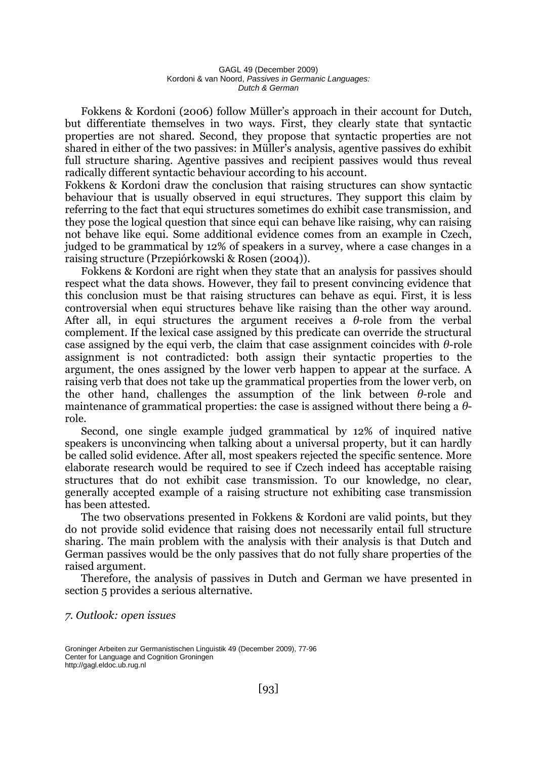Fokkens & Kordoni (2006) follow Müller's approach in their account for Dutch, but differentiate themselves in two ways. First, they clearly state that syntactic properties are not shared. Second, they propose that syntactic properties are not shared in either of the two passives: in Müller's analysis, agentive passives do exhibit full structure sharing. Agentive passives and recipient passives would thus reveal radically different syntactic behaviour according to his account.

Fokkens & Kordoni draw the conclusion that raising structures can show syntactic behaviour that is usually observed in equi structures. They support this claim by referring to the fact that equi structures sometimes do exhibit case transmission, and they pose the logical question that since equi can behave like raising, why can raising not behave like equi. Some additional evidence comes from an example in Czech, judged to be grammatical by 12% of speakers in a survey, where a case changes in a raising structure (Przepiórkowski & Rosen (2004)).

Fokkens & Kordoni are right when they state that an analysis for passives should respect what the data shows. However, they fail to present convincing evidence that this conclusion must be that raising structures can behave as equi. First, it is less controversial when equi structures behave like raising than the other way around. After all, in equi structures the argument receives a $\theta$-role from the verbal complement. If the lexical case assigned by this predicate can override the structural case assigned by the equi verb, the claim that case assignment coincides with $\theta$-role assignment is not contradicted: both assign their syntactic properties to the argument, the ones assigned by the lower verb happen to appear at the surface. A raising verb that does not take up the grammatical properties from the lower verb, on the other hand, challenges the assumption of the link between $\theta$-role and maintenance of grammatical properties: the case is assigned without there being a $\theta$-role.

Second, one single example judged grammatical by 12% of inquired native speakers is unconvincing when talking about a universal property, but it can hardly be called solid evidence. After all, most speakers rejected the specific sentence. More elaborate research would be required to see if Czech indeed has acceptable raising structures that do not exhibit case transmission. To our knowledge, no clear, generally accepted example of a raising structure not exhibiting case transmission has been attested.

The two observations presented in Fokkens & Kordoni are valid points, but they do not provide solid evidence that raising does not necessarily entail full structure sharing. The main problem with the analysis with their analysis is that Dutch and German passives would be the only passives that do not fully share properties of the raised argument.

Therefore, the analysis of passives in Dutch and German we have presented in section 5 provides a serious alternative.

## *7. Outlook: open issues*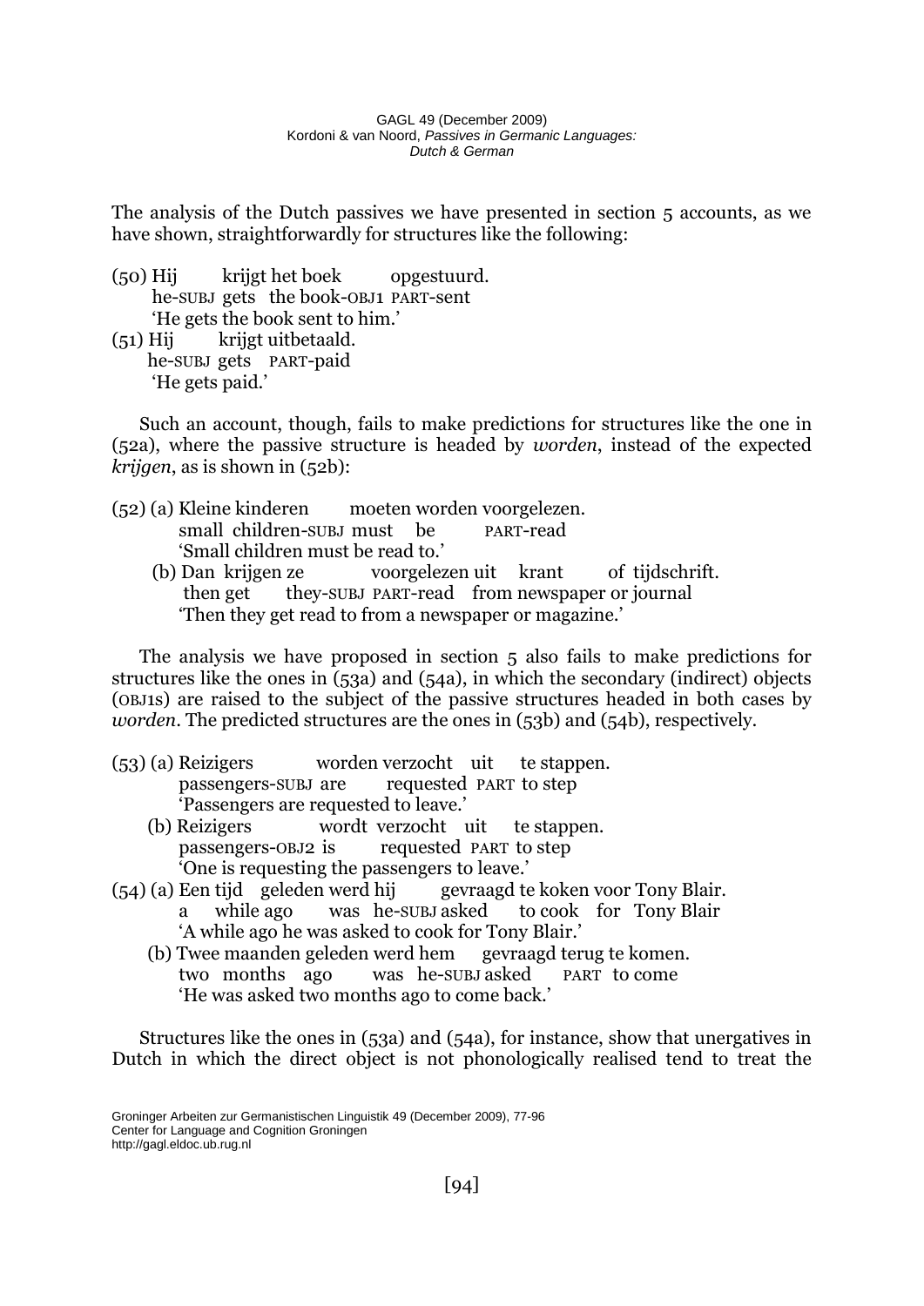The analysis of the Dutch passives we have presented in section 5 accounts, as we have shown, straightforwardly for structures like the following:

(50) Hij krijgt het boek opgestuurd.
 he-SUBJ gets the book-OBJ1 PART-sent
 'He gets the book sent to him.'

(51) Hij krijgt uitbetaald.
 he-SUBJ gets PART-paid
 'He gets paid.'

Such an account, though, fails to make predictions for structures like the one in (52a), where the passive structure is headed by *worden*, instead of the expected *krijgen*, as is shown in (52b):

(52) (a) Kleine kinderen moeten worden voorgelezen.
 small children-SUBJ must be PART-read
 'Small children must be read to.'
 (b) Dan krijgen ze voorgelezen uit krant of tijdschrift.
 then get they-SUBJ PART-read from newspaper or journal
 'Then they get read to from a newspaper or magazine.'

The analysis we have proposed in section 5 also fails to make predictions for structures like the ones in (53a) and (54a), in which the secondary (indirect) objects (OBJ1S) are raised to the subject of the passive structures headed in both cases by *worden*. The predicted structures are the ones in (53b) and (54b), respectively.

(53) (a) Reizigers worden verzocht uit te stappen.
 passengers-SUBJ are requested PART to step
 'Passengers are requested to leave.'
 (b) Reizigers wordt verzocht uit te stappen.
 passengers-OBJ2 is requested PART to step
 'One is requesting the passengers to leave.'

(54) (a) Een tijd geleden werd hij gevraagd te koken voor Tony Blair.
 a while ago was he-SUBJ asked to cook for Tony Blair
 'A while ago he was asked to cook for Tony Blair.'
 (b) Twee maanden geleden werd hem gevraagd terug te komen.
 two months ago was he-SUBJ asked PART to come
 'He was asked two months ago to come back.'

Structures like the ones in (53a) and (54a), for instance, show that unergatives in Dutch in which the direct object is not phonologically realised tend to treat the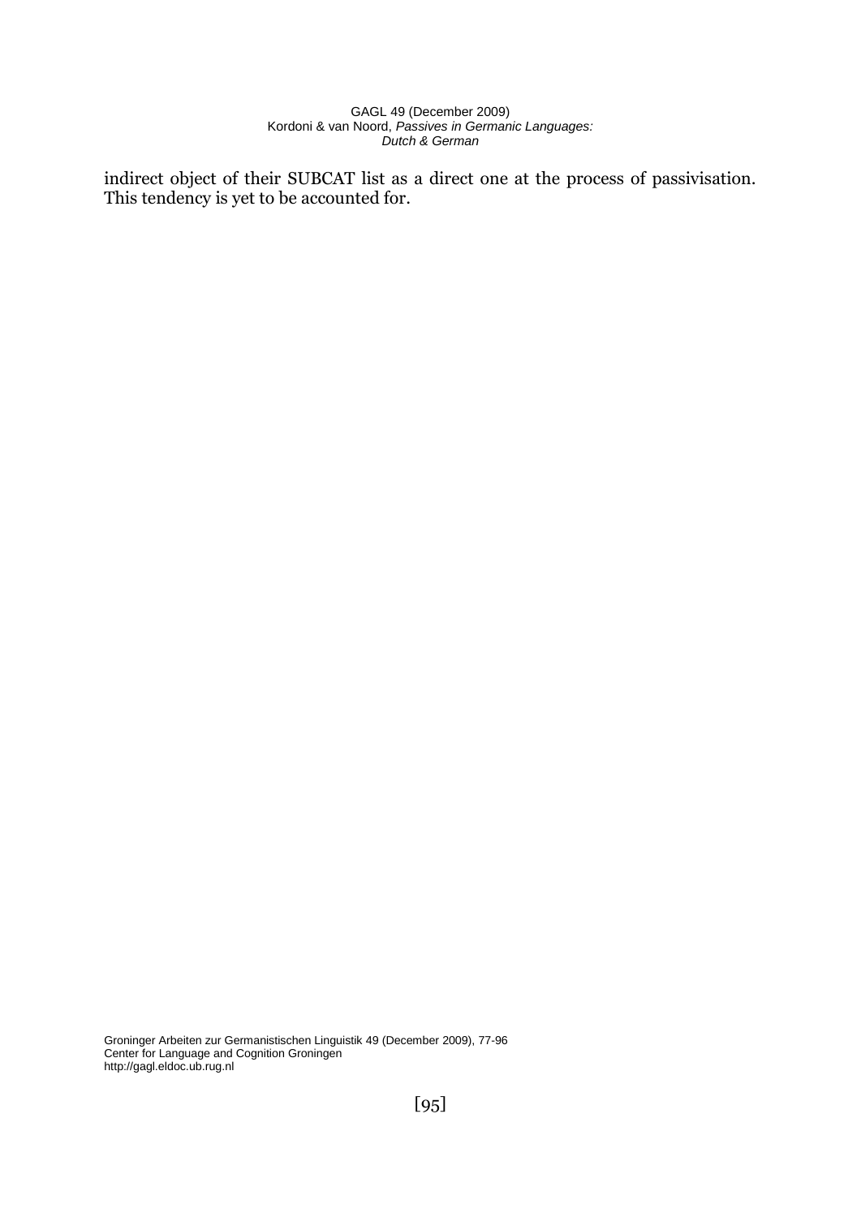indirect object of their SUBCAT list as a direct one at the process of passivisation. This tendency is yet to be accounted for.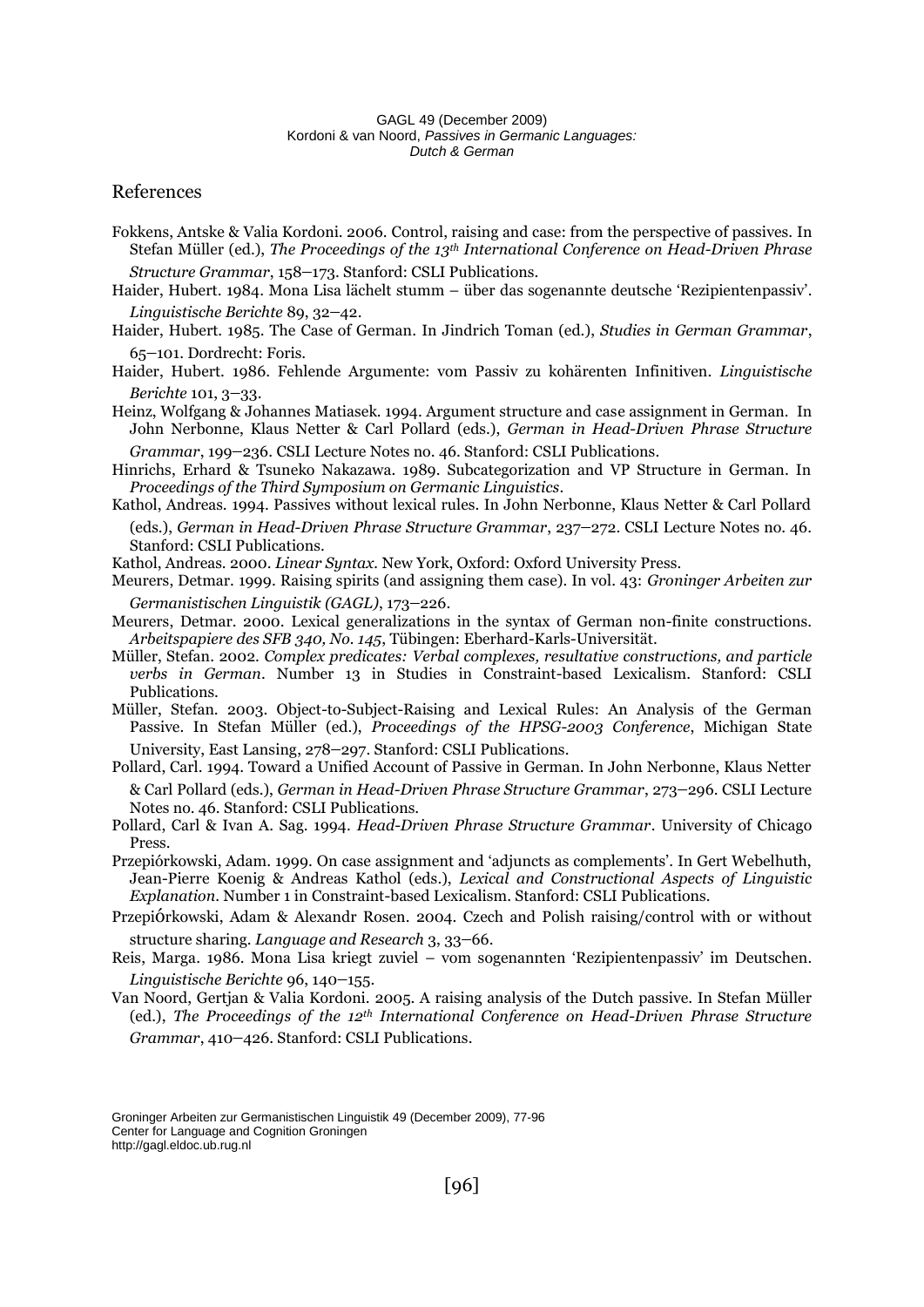# References

Fokkens, Antske & Valia Kordoni. 2006. Control, raising and case: from the perspective of passives. In Stefan Müller (ed.), *The Proceedings of the 13th International Conference on Head-Driven Phrase Structure Grammar*, 158–173. Stanford: CSLI Publications.

Haider, Hubert. 1984. Mona Lisa lächelt stumm – über das sogenannte deutsche 'Rezipientenpassiv'. *Linguistische Berichte* 89, 32–42.

Haider, Hubert. 1985. The Case of German. In Jindrich Toman (ed.), *Studies in German Grammar*, 65–101. Dordrecht: Foris.

Haider, Hubert. 1986. Fehlende Argumente: vom Passiv zu kohärenten Infinitiven. *Linguistische Berichte* 101, 3–33.

Heinz, Wolfgang & Johannes Matiasek. 1994. Argument structure and case assignment in German. In John Nerbonne, Klaus Netter & Carl Pollard (eds.), *German in Head-Driven Phrase Structure Grammar*, 199–236. CSLI Lecture Notes no. 46. Stanford: CSLI Publications.

Hinrichs, Erhard & Tsuneko Nakazawa. 1989. Subcategorization and VP Structure in German. In *Proceedings of the Third Symposium on Germanic Linguistics*.

Kathol, Andreas. 1994. Passives without lexical rules. In John Nerbonne, Klaus Netter & Carl Pollard (eds.), *German in Head-Driven Phrase Structure Grammar*, 237–272. CSLI Lecture Notes no. 46. Stanford: CSLI Publications.

Kathol, Andreas. 2000. *Linear Syntax*. New York, Oxford: Oxford University Press.

Meurers, Detmar. 1999. Raising spirits (and assigning them case). In vol. 43: *Groninger Arbeiten zur Germanistischen Linguistik (GAGL)*, 173–226.

Meurers, Detmar. 2000. Lexical generalizations in the syntax of German non-finite constructions. *Arbeitspapiere des SFB 340, No. 145*, Tübingen: Eberhard-Karls-Universität.

Müller, Stefan. 2002. *Complex predicates: Verbal complexes, resultative constructions, and particle verbs in German*. Number 13 in Studies in Constraint-based Lexicalism. Stanford: CSLI Publications.

Müller, Stefan. 2003. Object-to-Subject-Raising and Lexical Rules: An Analysis of the German Passive. In Stefan Müller (ed.), *Proceedings of the HPSG-2003 Conference*, Michigan State University, East Lansing, 278–297. Stanford: CSLI Publications.

Pollard, Carl. 1994. Toward a Unified Account of Passive in German. In John Nerbonne, Klaus Netter & Carl Pollard (eds.), *German in Head-Driven Phrase Structure Grammar*, 273–296. CSLI Lecture Notes no. 46. Stanford: CSLI Publications.

Pollard, Carl & Ivan A. Sag. 1994. *Head-Driven Phrase Structure Grammar*. University of Chicago Press.

Przepiórkowski, Adam. 1999. On case assignment and 'adjuncts as complements'. In Gert Webelhuth, Jean-Pierre Koenig & Andreas Kathol (eds.), *Lexical and Constructional Aspects of Linguistic Explanation*. Number 1 in Constraint-based Lexicalism. Stanford: CSLI Publications.

PrzepiÓrkowski, Adam & Alexandr Rosen. 2004. Czech and Polish raising/control with or without structure sharing. *Language and Research* 3, 33–66.

Reis, Marga. 1986. Mona Lisa kriegt zuviel – vom sogenannten 'Rezipientenpassiv' im Deutschen. *Linguistische Berichte* 96, 140–155.

Van Noord, Gertjan & Valia Kordoni. 2005. A raising analysis of the Dutch passive. In Stefan Müller (ed.), *The Proceedings of the 12th International Conference on Head-Driven Phrase Structure Grammar*, 410–426. Stanford: CSLI Publications.